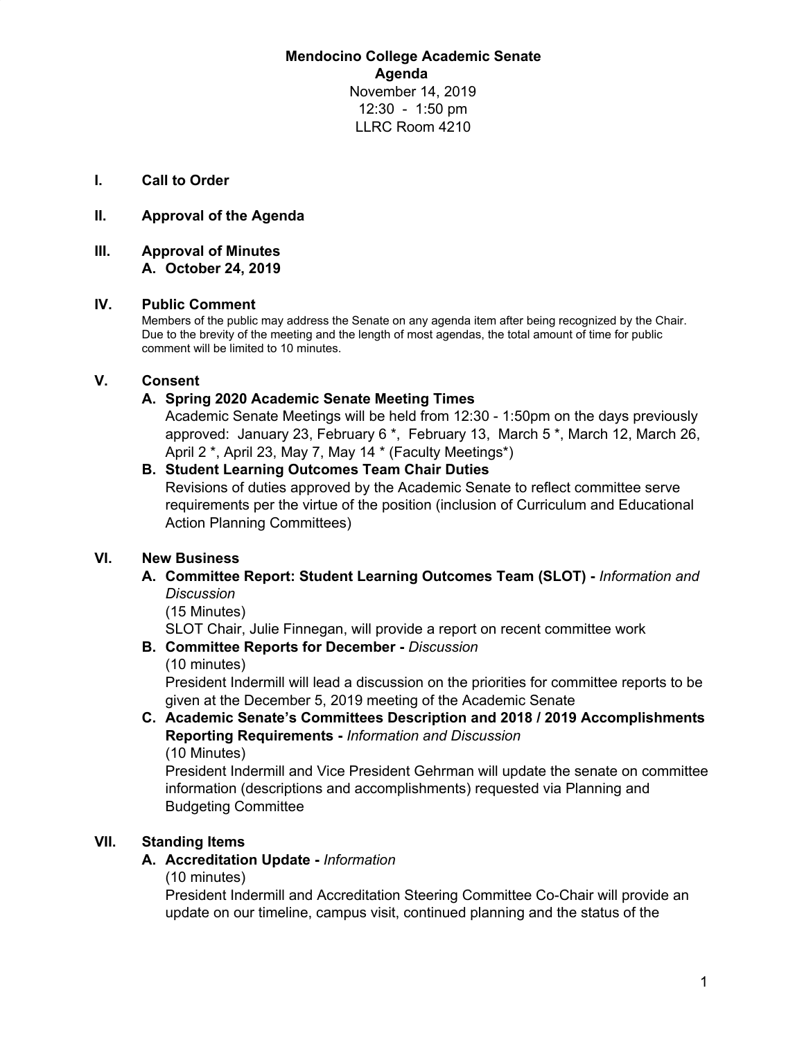# Mendocino College Academic Senate
## Agenda

November 14, 2019
12:30 - 1:50 pm
LLRC Room 4210

## I. Call to Order

## II. Approval of the Agenda

## III. Approval of Minutes

**A. October 24, 2019**

## IV. Public Comment

Members of the public may address the Senate on any agenda item after being recognized by the Chair. Due to the brevity of the meeting and the length of most agendas, the total amount of time for public comment will be limited to 10 minutes.

## V. Consent

**A. Spring 2020 Academic Senate Meeting Times**

Academic Senate Meetings will be held from 12:30 - 1:50pm on the days previously approved: January 23, February 6 *, February 13, March 5 *, March 12, March 26, April 2 *, April 23, May 7, May 14 * (Faculty Meetings*)

**B. Student Learning Outcomes Team Chair Duties**

Revisions of duties approved by the Academic Senate to reflect committee serve requirements per the virtue of the position (inclusion of Curriculum and Educational Action Planning Committees)

## VI. New Business

**A. Committee Report: Student Learning Outcomes Team (SLOT) -** *Information and Discussion*

(15 Minutes)

SLOT Chair, Julie Finnegan, will provide a report on recent committee work

**B. Committee Reports for December -** *Discussion*

(10 minutes)

President Indermill will lead a discussion on the priorities for committee reports to be given at the December 5, 2019 meeting of the Academic Senate

**C. Academic Senate's Committees Description and 2018 / 2019 Accomplishments Reporting Requirements -** *Information and Discussion*

(10 Minutes)

President Indermill and Vice President Gehrman will update the senate on committee information (descriptions and accomplishments) requested via Planning and Budgeting Committee

## VII. Standing Items

**A. Accreditation Update -** *Information*

(10 minutes)

President Indermill and Accreditation Steering Committee Co-Chair will provide an update on our timeline, campus visit, continued planning and the status of the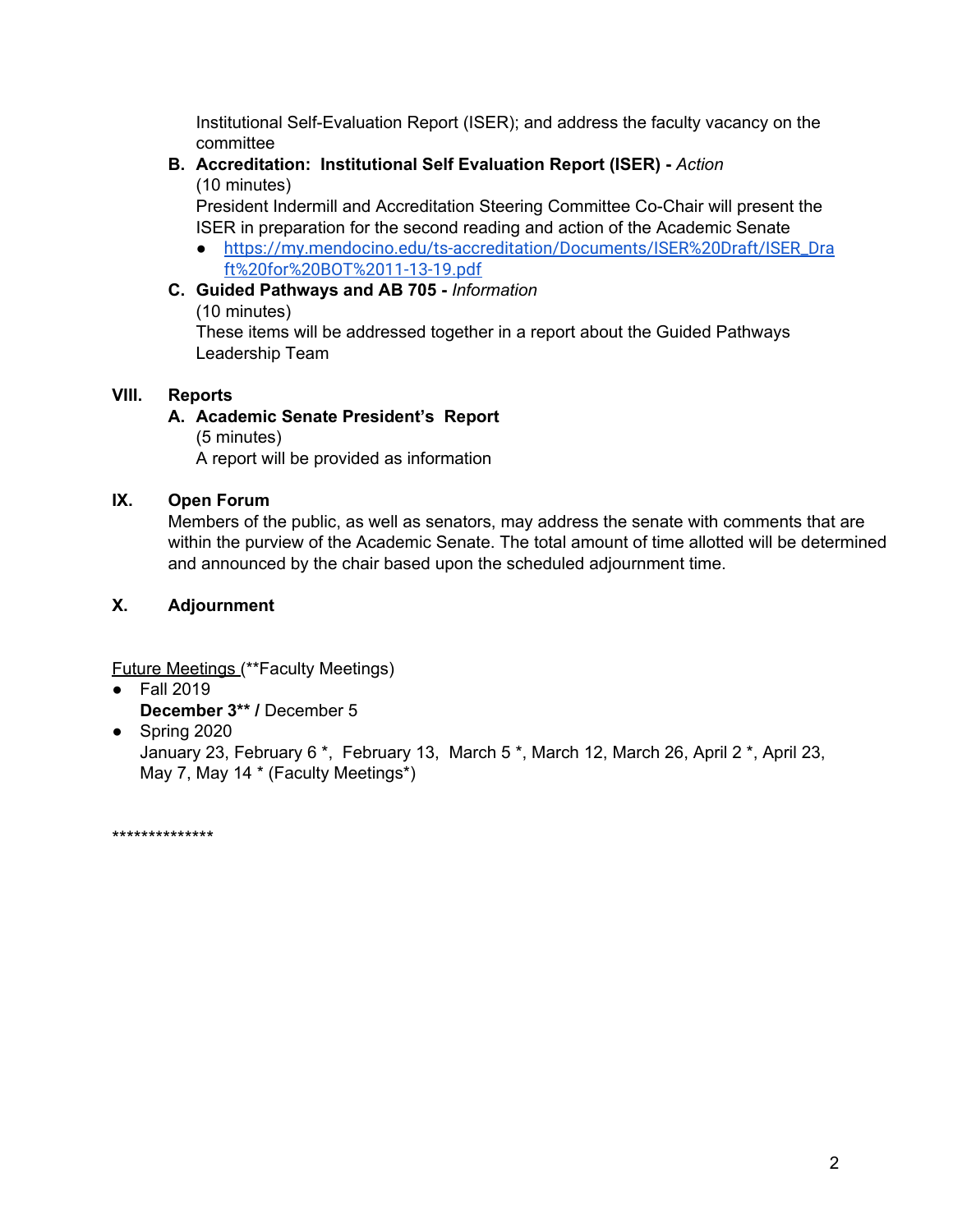Institutional Self-Evaluation Report (ISER); and address the faculty vacancy on the committee

B. **Accreditation: Institutional Self Evaluation Report (ISER) -** *Action*
   (10 minutes)
   President Indermill and Accreditation Steering Committee Co-Chair will present the ISER in preparation for the second reading and action of the Academic Senate
   - https://my.mendocino.edu/ts-accreditation/Documents/ISER%20Draft/ISER_Draft%20for%20BOT%2011-13-19.pdf

C. **Guided Pathways and AB 705 -** *Information*
   (10 minutes)
   These items will be addressed together in a report about the Guided Pathways Leadership Team

**VIII. Reports**

A. **Academic Senate President's Report**
   (5 minutes)
   A report will be provided as information

**IX. Open Forum**

Members of the public, as well as senators, may address the senate with comments that are within the purview of the Academic Senate. The total amount of time allotted will be determined and announced by the chair based upon the scheduled adjournment time.

**X. Adjournment**

Future Meetings (**Faculty Meetings)

- Fall 2019
  **December 3** /** December 5
- Spring 2020
  January 23, February 6 *, February 13, March 5 *, March 12, March 26, April 2 *, April 23, May 7, May 14 * (Faculty Meetings*)

**************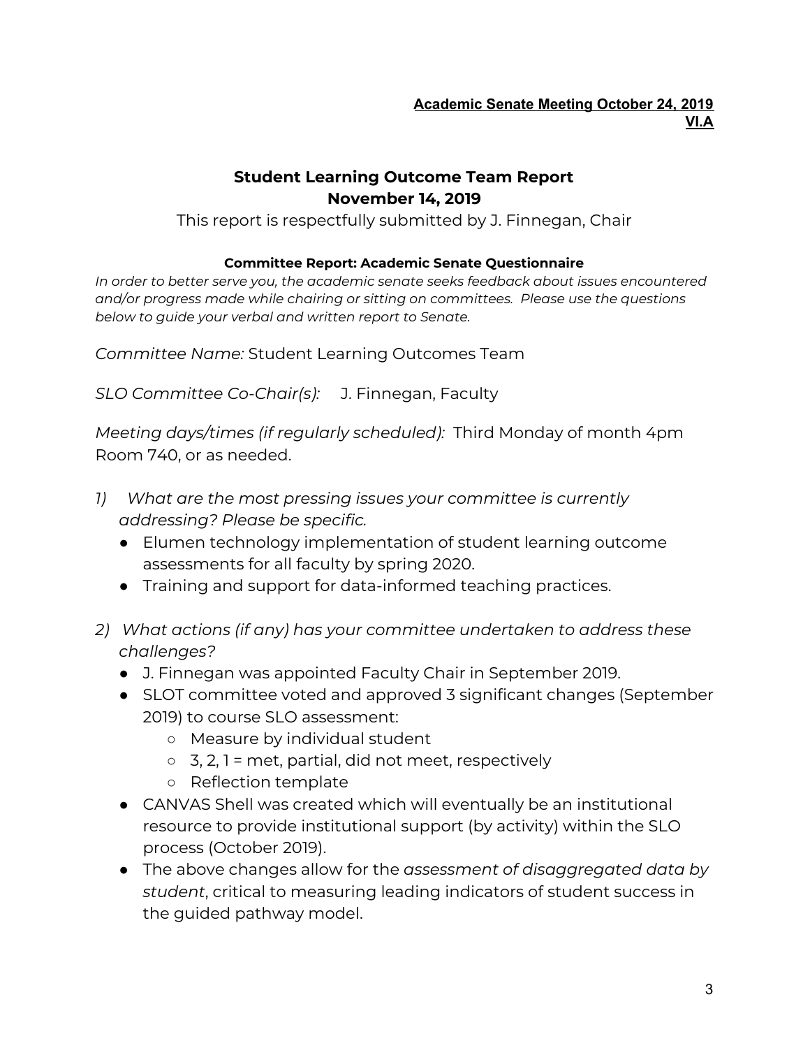**Academic Senate Meeting October 24, 2019**
**VI.A**

# Student Learning Outcome Team Report
## November 14, 2019

This report is respectfully submitted by J. Finnegan, Chair

### Committee Report: Academic Senate Questionnaire

*In order to better serve you, the academic senate seeks feedback about issues encountered and/or progress made while chairing or sitting on committees. Please use the questions below to guide your verbal and written report to Senate.*

*Committee Name:* Student Learning Outcomes Team

*SLO Committee Co-Chair(s):* J. Finnegan, Faculty

*Meeting days/times (if regularly scheduled):* Third Monday of month 4pm Room 740, or as needed.

1) *What are the most pressing issues your committee is currently addressing? Please be specific.*
   - Elumen technology implementation of student learning outcome assessments for all faculty by spring 2020.
   - Training and support for data-informed teaching practices.

2) *What actions (if any) has your committee undertaken to address these challenges?*
   - J. Finnegan was appointed Faculty Chair in September 2019.
   - SLOT committee voted and approved 3 significant changes (September 2019) to course SLO assessment:
     - Measure by individual student
     - 3, 2, 1 = met, partial, did not meet, respectively
     - Reflection template
   - CANVAS Shell was created which will eventually be an institutional resource to provide institutional support (by activity) within the SLO process (October 2019).
   - The above changes allow for the *assessment of disaggregated data by student*, critical to measuring leading indicators of student success in the guided pathway model.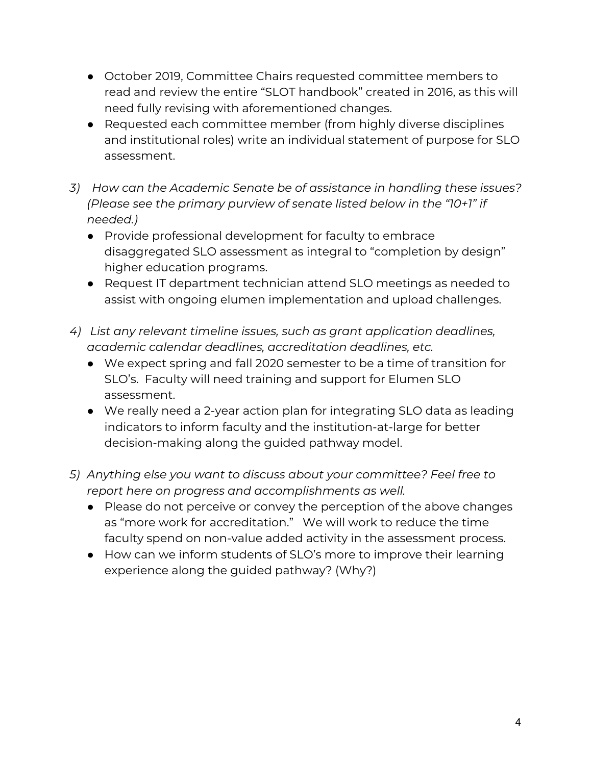- October 2019, Committee Chairs requested committee members to read and review the entire "SLOT handbook" created in 2016, as this will need fully revising with aforementioned changes.
- Requested each committee member (from highly diverse disciplines and institutional roles) write an individual statement of purpose for SLO assessment.

3) *How can the Academic Senate be of assistance in handling these issues? (Please see the primary purview of senate listed below in the "10+1" if needed.)*
   - Provide professional development for faculty to embrace disaggregated SLO assessment as integral to "completion by design" higher education programs.
   - Request IT department technician attend SLO meetings as needed to assist with ongoing elumen implementation and upload challenges.

4) *List any relevant timeline issues, such as grant application deadlines, academic calendar deadlines, accreditation deadlines, etc.*
   - We expect spring and fall 2020 semester to be a time of transition for SLO's. Faculty will need training and support for Elumen SLO assessment.
   - We really need a 2-year action plan for integrating SLO data as leading indicators to inform faculty and the institution-at-large for better decision-making along the guided pathway model.

5) *Anything else you want to discuss about your committee? Feel free to report here on progress and accomplishments as well.*
   - Please do not perceive or convey the perception of the above changes as "more work for accreditation." We will work to reduce the time faculty spend on non-value added activity in the assessment process.
   - How can we inform students of SLO's more to improve their learning experience along the guided pathway? (Why?)